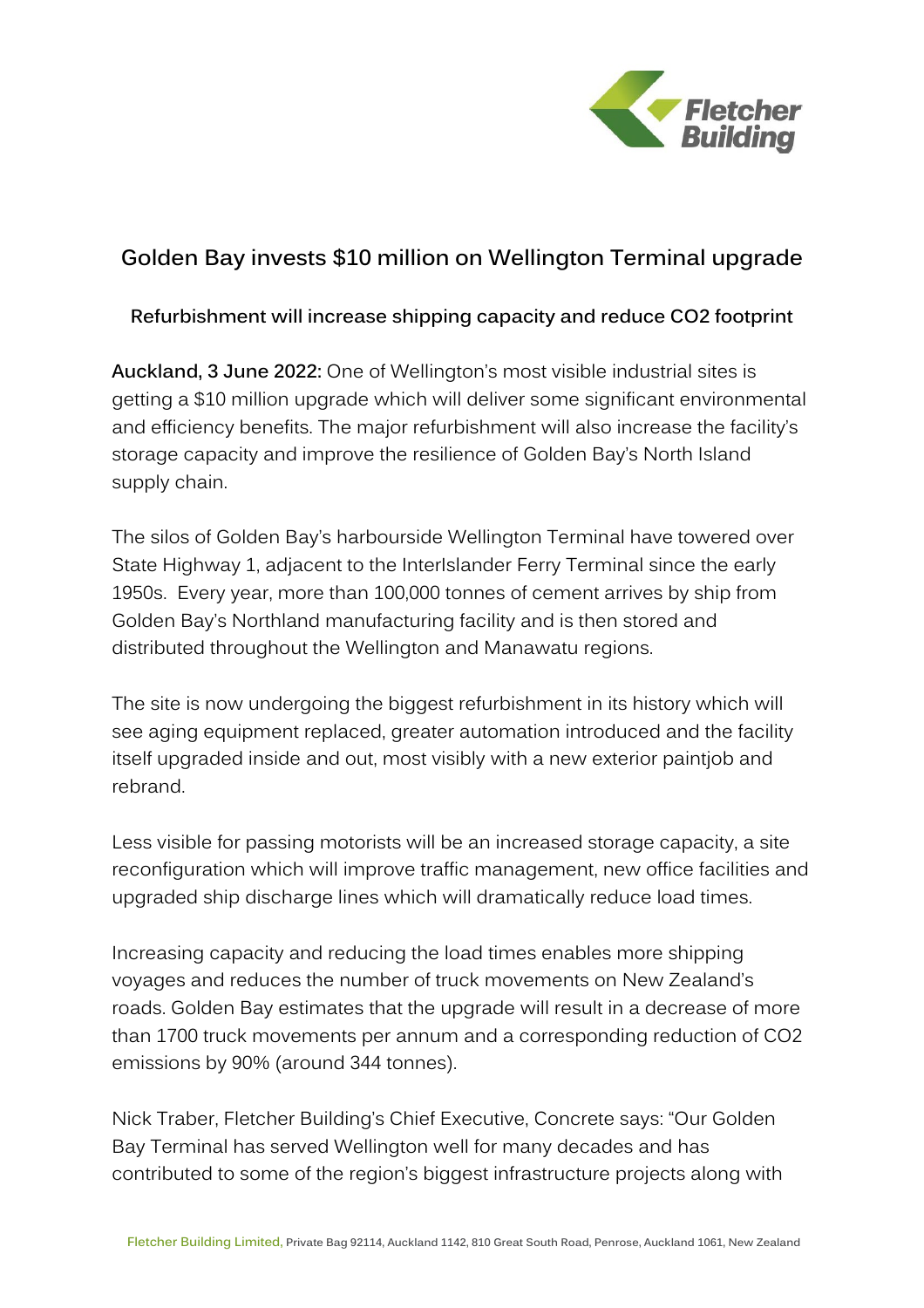# Golden Bay invests $10 million on Wellington Terminal upgrade

## Refurbishment will increase shipping capacity and reduce $CO_2$ footprint

**Auckland, 3 June 2022:** One of Wellington's most visible industrial sites is getting a $10 million upgrade which will deliver some significant environmental and efficiency benefits. The major refurbishment will also increase the facility's storage capacity and improve the resilience of Golden Bay's North Island supply chain.

The silos of Golden Bay's harbourside Wellington Terminal have towered over State Highway 1, adjacent to the InterIslander Ferry Terminal since the early 1950s. Every year, more than 100,000 tonnes of cement arrives by ship from Golden Bay's Northland manufacturing facility and is then stored and distributed throughout the Wellington and Manawatu regions.

The site is now undergoing the biggest refurbishment in its history which will see aging equipment replaced, greater automation introduced and the facility itself upgraded inside and out, most visibly with a new exterior paintjob and rebrand.

Less visible for passing motorists will be an increased storage capacity, a site reconfiguration which will improve traffic management, new office facilities and upgraded ship discharge lines which will dramatically reduce load times.

Increasing capacity and reducing the load times enables more shipping voyages and reduces the number of truck movements on New Zealand's roads. Golden Bay estimates that the upgrade will result in a decrease of more than 1700 truck movements per annum and a corresponding reduction of $CO_2$ emissions by 90% (around 344 tonnes).

Nick Traber, Fletcher Building's Chief Executive, Concrete says: "Our Golden Bay Terminal has served Wellington well for many decades and has contributed to some of the region's biggest infrastructure projects along with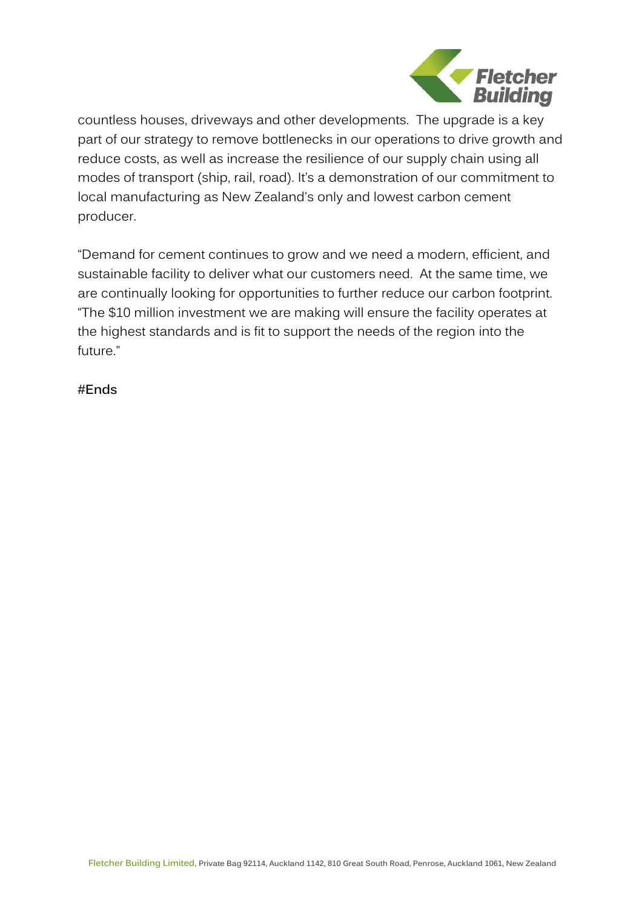countless houses, driveways and other developments. The upgrade is a key part of our strategy to remove bottlenecks in our operations to drive growth and reduce costs, as well as increase the resilience of our supply chain using all modes of transport (ship, rail, road). It's a demonstration of our commitment to local manufacturing as New Zealand's only and lowest carbon cement producer.

"Demand for cement continues to grow and we need a modern, efficient, and sustainable facility to deliver what our customers need. At the same time, we are continually looking for opportunities to further reduce our carbon footprint. "The $10 million investment we are making will ensure the facility operates at the highest standards and is fit to support the needs of the region into the future."

#Ends